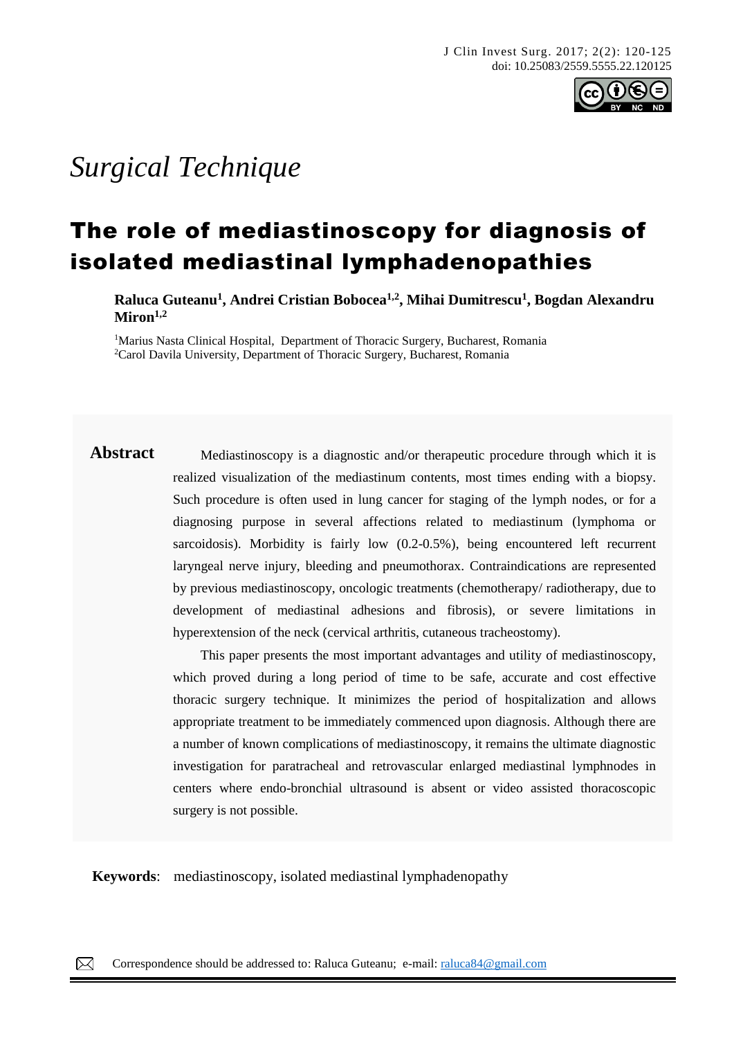*Surgical Technique*

# The role of mediastinoscopy for diagnosis of isolated mediastinal lymphadenopathies

**Raluca Guteanu[1], Andrei Cristian Bobocea[1,2], Mihai Dumitrescu[1], Bogdan Alexandru Miron[1,2]**

[1]Marius Nasta Clinical Hospital, Department of Thoracic Surgery, Bucharest, Romania
[2]Carol Davila University, Department of Thoracic Surgery, Bucharest, Romania

**Abstract**

Mediastinoscopy is a diagnostic and/or therapeutic procedure through which it is realized visualization of the mediastinum contents, most times ending with a biopsy. Such procedure is often used in lung cancer for staging of the lymph nodes, or for a diagnosing purpose in several affections related to mediastinum (lymphoma or sarcoidosis). Morbidity is fairly low (0.2-0.5%), being encountered left recurrent laryngeal nerve injury, bleeding and pneumothorax. Contraindications are represented by previous mediastinoscopy, oncologic treatments (chemotherapy/ radiotherapy, due to development of mediastinal adhesions and fibrosis), or severe limitations in hyperextension of the neck (cervical arthritis, cutaneous tracheostomy).

This paper presents the most important advantages and utility of mediastinoscopy, which proved during a long period of time to be safe, accurate and cost effective thoracic surgery technique. It minimizes the period of hospitalization and allows appropriate treatment to be immediately commenced upon diagnosis. Although there are a number of known complications of mediastinoscopy, it remains the ultimate diagnostic investigation for paratracheal and retrovascular enlarged mediastinal lymphnodes in centers where endo-bronchial ultrasound is absent or video assisted thoracoscopic surgery is not possible.

**Keywords**: mediastinoscopy, isolated mediastinal lymphadenopathy

Correspondence should be addressed to: Raluca Guteanu; e-mail: raluca84@gmail.com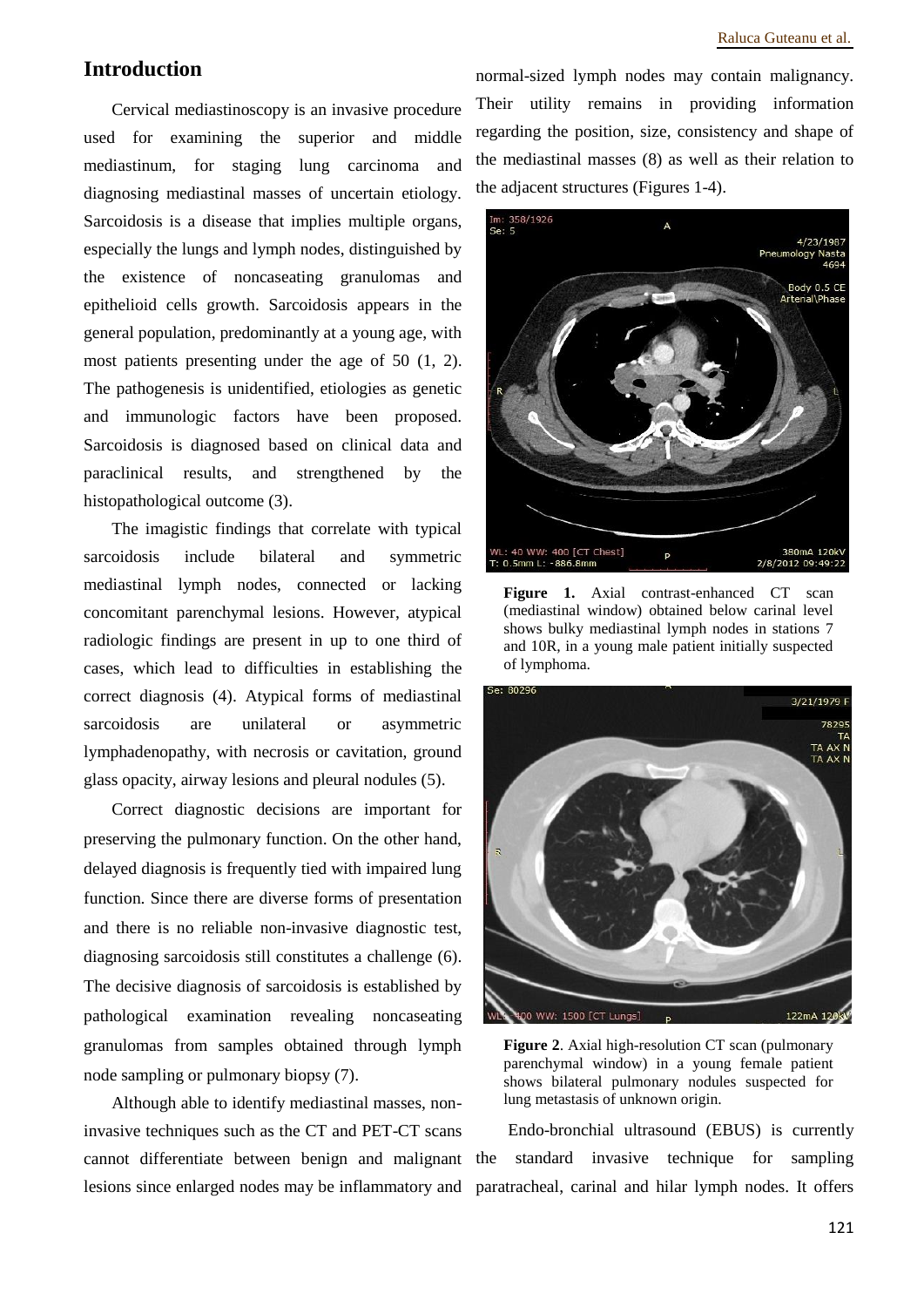## Introduction

Cervical mediastinoscopy is an invasive procedure used for examining the superior and middle mediastinum, for staging lung carcinoma and diagnosing mediastinal masses of uncertain etiology. Sarcoidosis is a disease that implies multiple organs, especially the lungs and lymph nodes, distinguished by the existence of noncaseating granulomas and epithelioid cells growth. Sarcoidosis appears in the general population, predominantly at a young age, with most patients presenting under the age of 50 (1, 2). The pathogenesis is unidentified, etiologies as genetic and immunologic factors have been proposed. Sarcoidosis is diagnosed based on clinical data and paraclinical results, and strengthened by the histopathological outcome (3).

The imagistic findings that correlate with typical sarcoidosis include bilateral and symmetric mediastinal lymph nodes, connected or lacking concomitant parenchymal lesions. However, atypical radiologic findings are present in up to one third of cases, which lead to difficulties in establishing the correct diagnosis (4). Atypical forms of mediastinal sarcoidosis are unilateral or asymmetric lymphadenopathy, with necrosis or cavitation, ground glass opacity, airway lesions and pleural nodules (5).

Correct diagnostic decisions are important for preserving the pulmonary function. On the other hand, delayed diagnosis is frequently tied with impaired lung function. Since there are diverse forms of presentation and there is no reliable non-invasive diagnostic test, diagnosing sarcoidosis still constitutes a challenge (6). The decisive diagnosis of sarcoidosis is established by pathological examination revealing noncaseating granulomas from samples obtained through lymph node sampling or pulmonary biopsy (7).

Although able to identify mediastinal masses, non-invasive techniques such as the CT and PET-CT scans cannot differentiate between benign and malignant lesions since enlarged nodes may be inflammatory and normal-sized lymph nodes may contain malignancy. Their utility remains in providing information regarding the position, size, consistency and shape of the mediastinal masses (8) as well as their relation to the adjacent structures (Figures 1-4).

**Figure 1.** Axial contrast-enhanced CT scan (mediastinal window) obtained below carinal level shows bulky mediastinal lymph nodes in stations 7 and 10R, in a young male patient initially suspected of lymphoma.

**Figure 2**. Axial high-resolution CT scan (pulmonary parenchymal window) in a young female patient shows bilateral pulmonary nodules suspected for lung metastasis of unknown origin.

Endo-bronchial ultrasound (EBUS) is currently the standard invasive technique for sampling paratracheal, carinal and hilar lymph nodes. It offers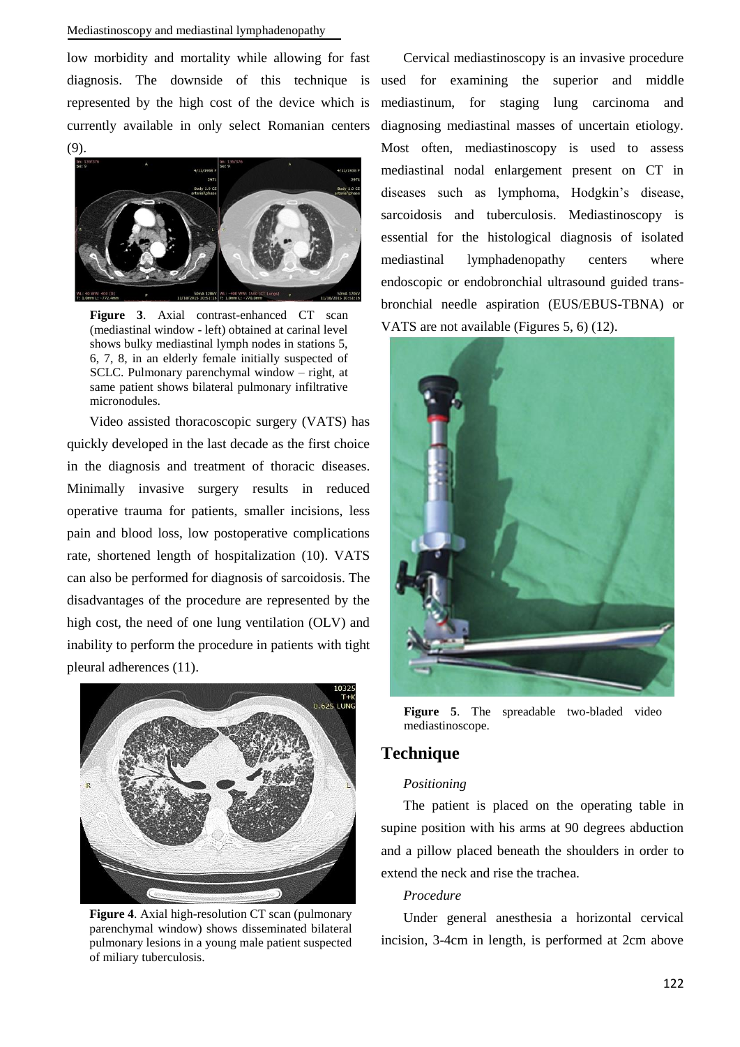low morbidity and mortality while allowing for fast diagnosis. The downside of this technique is represented by the high cost of the device which is currently available in only select Romanian centers (9).

**Figure 3**. Axial contrast-enhanced CT scan (mediastinal window - left) obtained at carinal level shows bulky mediastinal lymph nodes in stations 5, 6, 7, 8, in an elderly female initially suspected of SCLC. Pulmonary parenchymal window – right, at same patient shows bilateral pulmonary infiltrative micronodules.

Video assisted thoracoscopic surgery (VATS) has quickly developed in the last decade as the first choice in the diagnosis and treatment of thoracic diseases. Minimally invasive surgery results in reduced operative trauma for patients, smaller incisions, less pain and blood loss, low postoperative complications rate, shortened length of hospitalization (10). VATS can also be performed for diagnosis of sarcoidosis. The disadvantages of the procedure are represented by the high cost, the need of one lung ventilation (OLV) and inability to perform the procedure in patients with tight pleural adherences (11).

**Figure 4**. Axial high-resolution CT scan (pulmonary parenchymal window) shows disseminated bilateral pulmonary lesions in a young male patient suspected of miliary tuberculosis.

Cervical mediastinoscopy is an invasive procedure used for examining the superior and middle mediastinum, for staging lung carcinoma and diagnosing mediastinal masses of uncertain etiology. Most often, mediastinoscopy is used to assess mediastinal nodal enlargement present on CT in diseases such as lymphoma, Hodgkin's disease, sarcoidosis and tuberculosis. Mediastinoscopy is essential for the histological diagnosis of isolated mediastinal lymphadenopathy centers where endoscopic or endobronchial ultrasound guided trans-bronchial needle aspiration (EUS/EBUS-TBNA) or VATS are not available (Figures 5, 6) (12).

**Figure 5**. The spreadable two-bladed video mediastinoscope.

## Technique

*Positioning*

The patient is placed on the operating table in supine position with his arms at 90 degrees abduction and a pillow placed beneath the shoulders in order to extend the neck and rise the trachea.

*Procedure*

Under general anesthesia a horizontal cervical incision, 3-4cm in length, is performed at 2cm above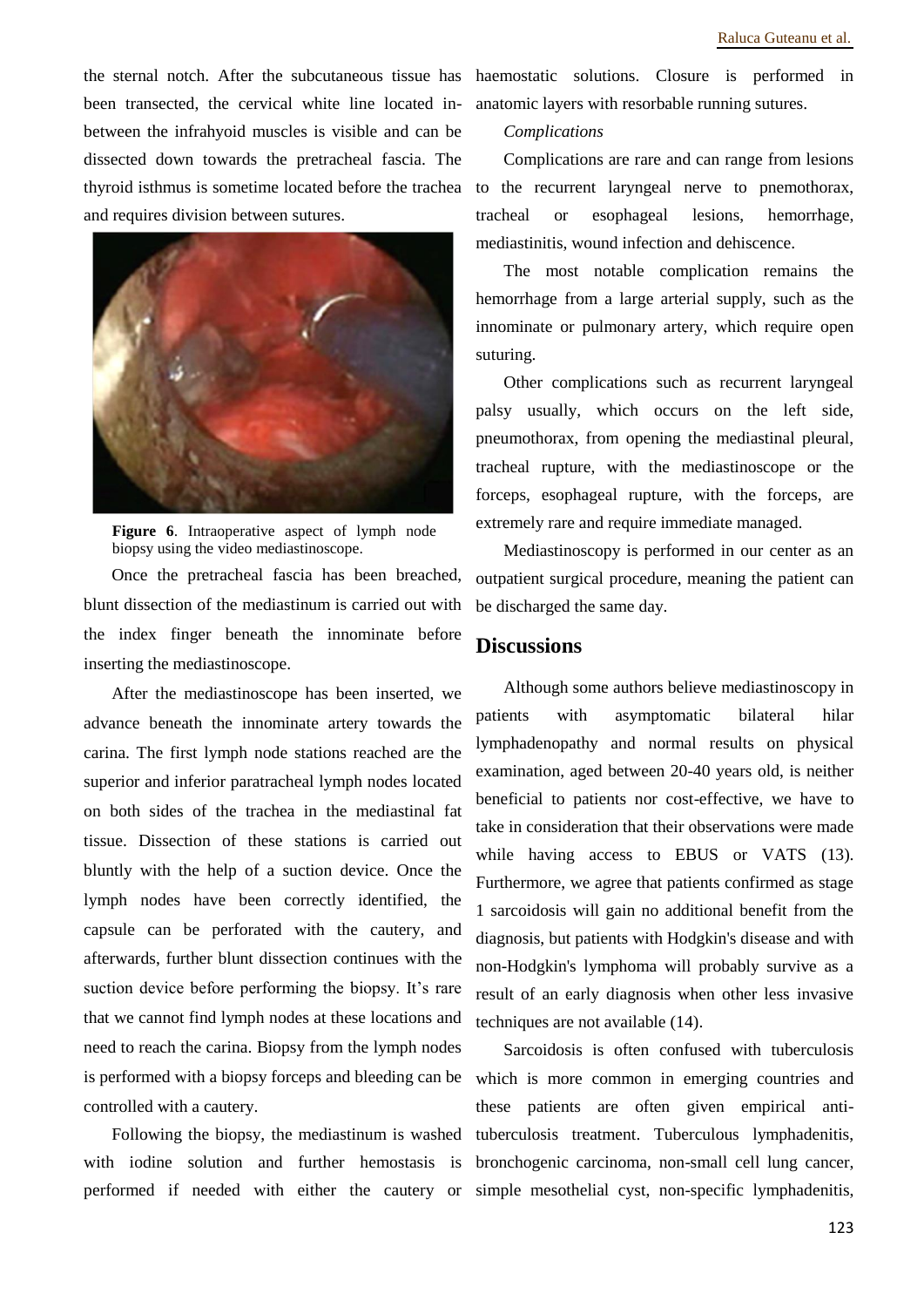the sternal notch. After the subcutaneous tissue has been transected, the cervical white line located in-between the infrahyoid muscles is visible and can be dissected down towards the pretracheal fascia. The thyroid isthmus is sometime located before the trachea and requires division between sutures.

**Figure 6**. Intraoperative aspect of lymph node biopsy using the video mediastinoscope.

Once the pretracheal fascia has been breached, blunt dissection of the mediastinum is carried out with the index finger beneath the innominate before inserting the mediastinoscope.

After the mediastinoscope has been inserted, we advance beneath the innominate artery towards the carina. The first lymph node stations reached are the superior and inferior paratracheal lymph nodes located on both sides of the trachea in the mediastinal fat tissue. Dissection of these stations is carried out bluntly with the help of a suction device. Once the lymph nodes have been correctly identified, the capsule can be perforated with the cautery, and afterwards, further blunt dissection continues with the suction device before performing the biopsy. It's rare that we cannot find lymph nodes at these locations and need to reach the carina. Biopsy from the lymph nodes is performed with a biopsy forceps and bleeding can be controlled with a cautery.

Following the biopsy, the mediastinum is washed with iodine solution and further hemostasis is performed if needed with either the cautery or haemostatic solutions. Closure is performed in anatomic layers with resorbable running sutures.

*Complications*

Complications are rare and can range from lesions to the recurrent laryngeal nerve to pnemothorax, tracheal or esophageal lesions, hemorrhage, mediastinitis, wound infection and dehiscence.

The most notable complication remains the hemorrhage from a large arterial supply, such as the innominate or pulmonary artery, which require open suturing.

Other complications such as recurrent laryngeal palsy usually, which occurs on the left side, pneumothorax, from opening the mediastinal pleural, tracheal rupture, with the mediastinoscope or the forceps, esophageal rupture, with the forceps, are extremely rare and require immediate managed.

Mediastinoscopy is performed in our center as an outpatient surgical procedure, meaning the patient can be discharged the same day.

## Discussions

Although some authors believe mediastinoscopy in patients with asymptomatic bilateral hilar lymphadenopathy and normal results on physical examination, aged between 20-40 years old, is neither beneficial to patients nor cost-effective, we have to take in consideration that their observations were made while having access to EBUS or VATS (13). Furthermore, we agree that patients confirmed as stage 1 sarcoidosis will gain no additional benefit from the diagnosis, but patients with Hodgkin's disease and with non-Hodgkin's lymphoma will probably survive as a result of an early diagnosis when other less invasive techniques are not available (14).

Sarcoidosis is often confused with tuberculosis which is more common in emerging countries and these patients are often given empirical anti-tuberculosis treatment. Tuberculous lymphadenitis, bronchogenic carcinoma, non-small cell lung cancer, simple mesothelial cyst, non-specific lymphadenitis,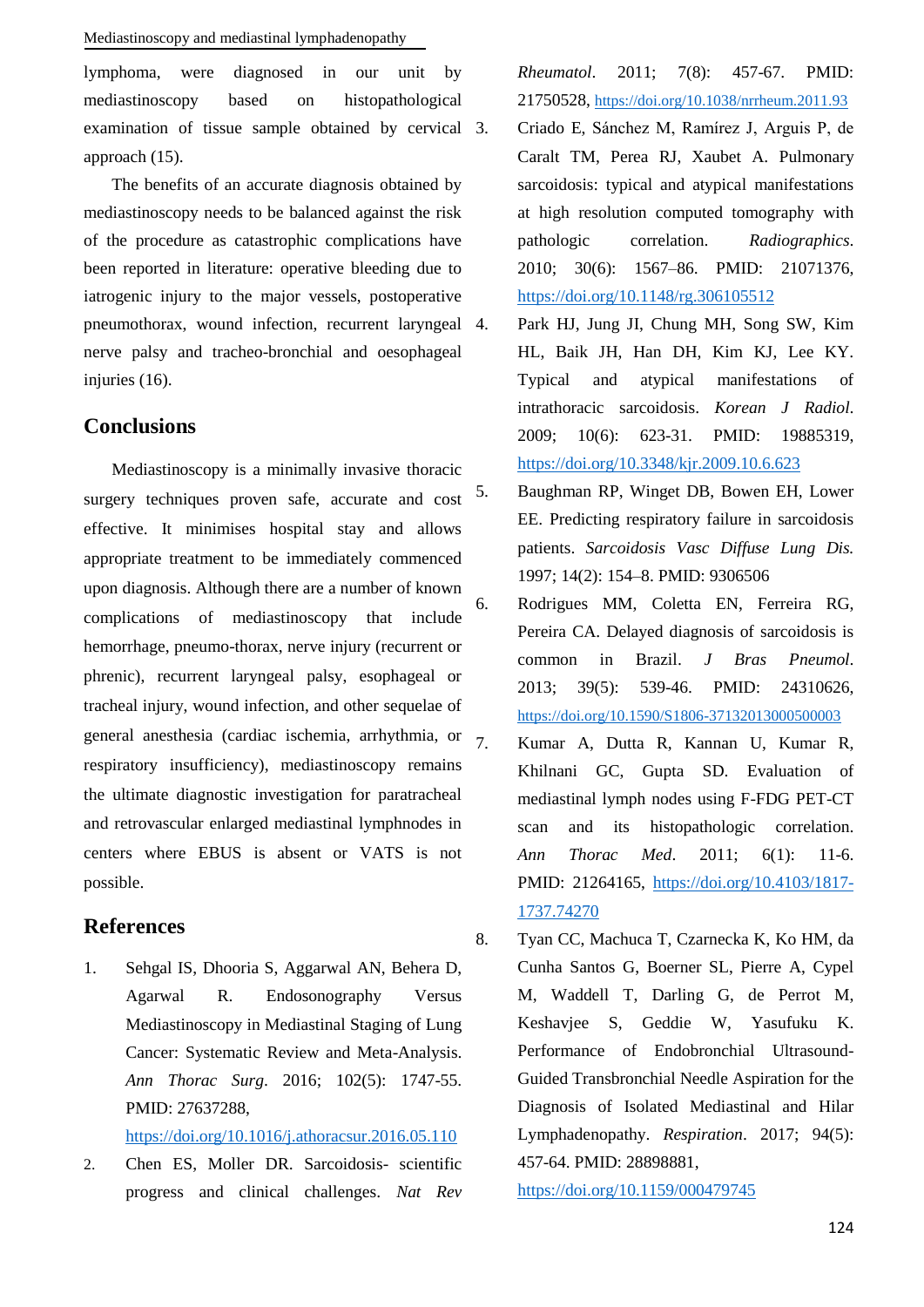lymphoma, were diagnosed in our unit by mediastinoscopy based on histopathological examination of tissue sample obtained by cervical approach (15).

The benefits of an accurate diagnosis obtained by mediastinoscopy needs to be balanced against the risk of the procedure as catastrophic complications have been reported in literature: operative bleeding due to iatrogenic injury to the major vessels, postoperative pneumothorax, wound infection, recurrent laryngeal nerve palsy and tracheo-bronchial and oesophageal injuries (16).

## Conclusions

Mediastinoscopy is a minimally invasive thoracic surgery techniques proven safe, accurate and cost effective. It minimises hospital stay and allows appropriate treatment to be immediately commenced upon diagnosis. Although there are a number of known complications of mediastinoscopy that include hemorrhage, pneumo-thorax, nerve injury (recurrent or phrenic), recurrent laryngeal palsy, esophageal or tracheal injury, wound infection, and other sequelae of general anesthesia (cardiac ischemia, arrhythmia, or respiratory insufficiency), mediastinoscopy remains the ultimate diagnostic investigation for paratracheal and retrovascular enlarged mediastinal lymphnodes in centers where EBUS is absent or VATS is not possible.

## References

1. Sehgal IS, Dhooria S, Aggarwal AN, Behera D, Agarwal R. Endosonography Versus Mediastinoscopy in Mediastinal Staging of Lung Cancer: Systematic Review and Meta-Analysis. *Ann Thorac Surg*. 2016; 102(5): 1747-55. PMID: 27637288, https://doi.org/10.1016/j.athoracsur.2016.05.110
2. Chen ES, Moller DR. Sarcoidosis- scientific progress and clinical challenges. *Nat Rev Rheumatol*. 2011; 7(8): 457-67. PMID: 21750528, https://doi.org/10.1038/nrrheum.2011.93
3. Criado E, Sánchez M, Ramírez J, Arguis P, de Caralt TM, Perea RJ, Xaubet A. Pulmonary sarcoidosis: typical and atypical manifestations at high resolution computed tomography with pathologic correlation. *Radiographics*. 2010; 30(6): 1567–86. PMID: 21071376, https://doi.org/10.1148/rg.306105512
4. Park HJ, Jung JI, Chung MH, Song SW, Kim HL, Baik JH, Han DH, Kim KJ, Lee KY. Typical and atypical manifestations of intrathoracic sarcoidosis. *Korean J Radiol*. 2009; 10(6): 623-31. PMID: 19885319, https://doi.org/10.3348/kjr.2009.10.6.623
5. Baughman RP, Winget DB, Bowen EH, Lower EE. Predicting respiratory failure in sarcoidosis patients. *Sarcoidosis Vasc Diffuse Lung Dis.* 1997; 14(2): 154–8. PMID: 9306506
6. Rodrigues MM, Coletta EN, Ferreira RG, Pereira CA. Delayed diagnosis of sarcoidosis is common in Brazil. *J Bras Pneumol*. 2013; 39(5): 539-46. PMID: 24310626, https://doi.org/10.1590/S1806-37132013000500003
7. Kumar A, Dutta R, Kannan U, Kumar R, Khilnani GC, Gupta SD. Evaluation of mediastinal lymph nodes using F-FDG PET-CT scan and its histopathologic correlation. *Ann Thorac Med*. 2011; 6(1): 11-6. PMID: 21264165, https://doi.org/10.4103/1817-1737.74270
8. Tyan CC, Machuca T, Czarnecka K, Ko HM, da Cunha Santos G, Boerner SL, Pierre A, Cypel M, Waddell T, Darling G, de Perrot M, Keshavjee S, Geddie W, Yasufuku K. Performance of Endobronchial Ultrasound-Guided Transbronchial Needle Aspiration for the Diagnosis of Isolated Mediastinal and Hilar Lymphadenopathy. *Respiration*. 2017; 94(5): 457-64. PMID: 28898881, https://doi.org/10.1159/000479745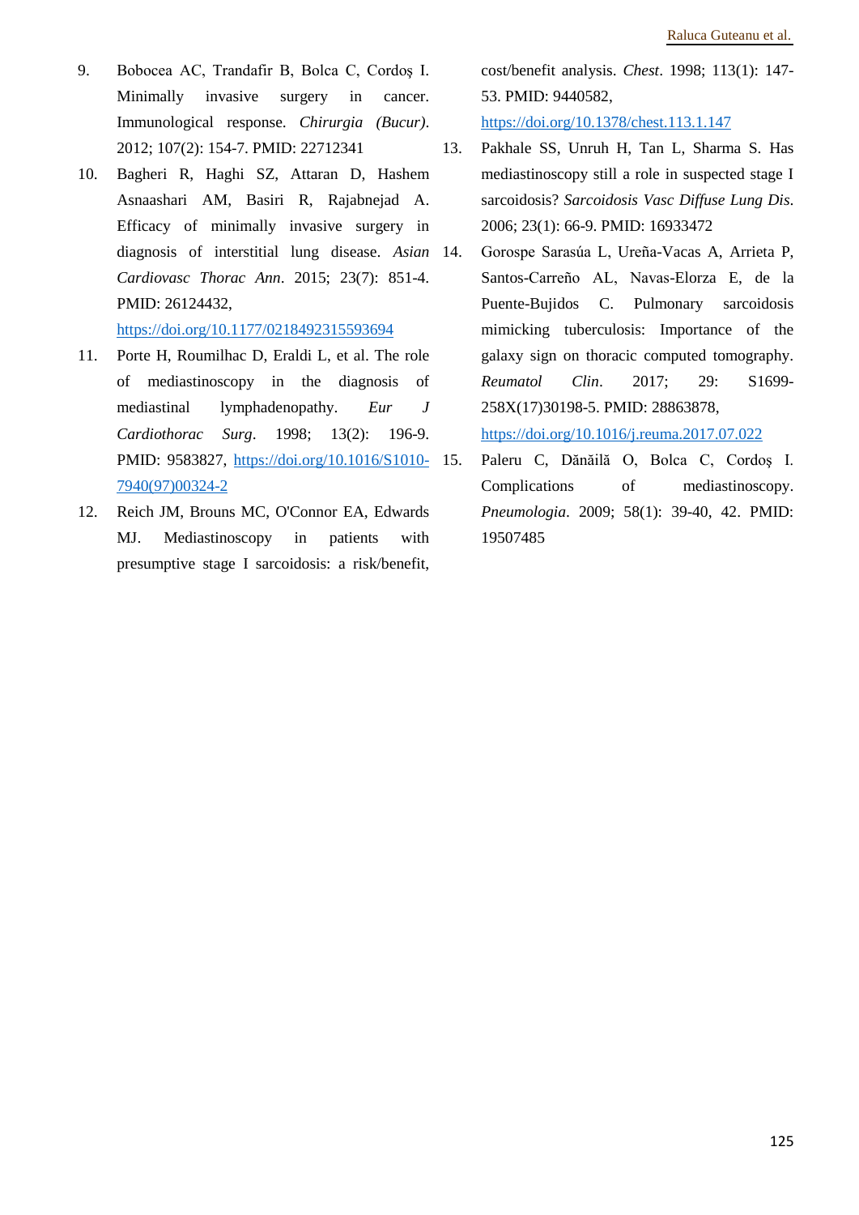9. Bobocea AC, Trandafir B, Bolca C, Cordoş I. Minimally invasive surgery in cancer. Immunological response. *Chirurgia (Bucur)*. 2012; 107(2): 154-7. PMID: 22712341
10. Bagheri R, Haghi SZ, Attaran D, Hashem Asnaashari AM, Basiri R, Rajabnejad A. Efficacy of minimally invasive surgery in diagnosis of interstitial lung disease. *Asian Cardiovasc Thorac Ann*. 2015; 23(7): 851-4. PMID: 26124432, https://doi.org/10.1177/0218492315593694
11. Porte H, Roumilhac D, Eraldi L, et al. The role of mediastinoscopy in the diagnosis of mediastinal lymphadenopathy. *Eur J Cardiothorac Surg*. 1998; 13(2): 196-9. PMID: 9583827, https://doi.org/10.1016/S1010-7940(97)00324-2
12. Reich JM, Brouns MC, O'Connor EA, Edwards MJ. Mediastinoscopy in patients with presumptive stage I sarcoidosis: a risk/benefit, cost/benefit analysis. *Chest*. 1998; 113(1): 147-53. PMID: 9440582, https://doi.org/10.1378/chest.113.1.147
13. Pakhale SS, Unruh H, Tan L, Sharma S. Has mediastinoscopy still a role in suspected stage I sarcoidosis? *Sarcoidosis Vasc Diffuse Lung Dis*. 2006; 23(1): 66-9. PMID: 16933472
14. Gorospe Sarasúa L, Ureña-Vacas A, Arrieta P, Santos-Carreño AL, Navas-Elorza E, de la Puente-Bujidos C. Pulmonary sarcoidosis mimicking tuberculosis: Importance of the galaxy sign on thoracic computed tomography. *Reumatol Clin*. 2017; 29: S1699-258X(17)30198-5. PMID: 28863878, https://doi.org/10.1016/j.reuma.2017.07.022
15. Paleru C, Dănăilă O, Bolca C, Cordoş I. Complications of mediastinoscopy. *Pneumologia*. 2009; 58(1): 39-40, 42. PMID: 19507485